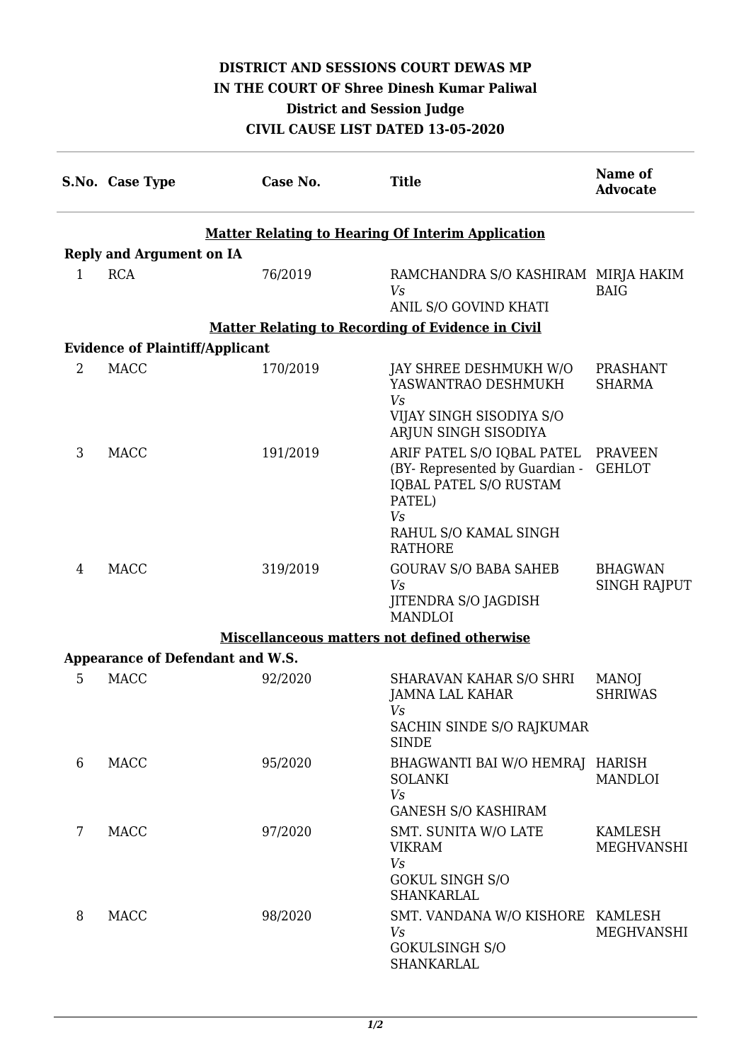# DISTRICT AND SESSIONS COURT DEWAS MP
## IN THE COURT OF Shree Dinesh Kumar Paliwal
## District and Session Judge
## CIVIL CAUSE LIST DATED 13-05-2020

| S.No. | Case Type | Case No. | Title | Name of Advocate |
|---|---|---|---|---|
| | | | **Matter Relating to Hearing Of Interim Application** | |
| **Reply and Argument on IA** | | | | |
| 1 | RCA | 76/2019 | RAMCHANDRA S/O KASHIRAM *Vs* ANIL S/O GOVIND KHATI | MIRJA HAKIM BAIG |
| | | | **Matter Relating to Recording of Evidence in Civil** | |
| **Evidence of Plaintiff/Applicant** | | | | |
| 2 | MACC | 170/2019 | JAY SHREE DESHMUKH W/O YASWANTRAO DESHMUKH *Vs* VIJAY SINGH SISODIYA S/O ARJUN SINGH SISODIYA | PRASHANT SHARMA |
| 3 | MACC | 191/2019 | ARIF PATEL S/O IQBAL PATEL (BY- Represented by Guardian - IQBAL PATEL S/O RUSTAM PATEL) *Vs* RAHUL S/O KAMAL SINGH RATHORE | PRAVEEN GEHLOT |
| 4 | MACC | 319/2019 | GOURAV S/O BABA SAHEB *Vs* JITENDRA S/O JAGDISH MANDLOI | BHAGWAN SINGH RAJPUT |
| | | | **Miscellaneous matters not defined otherwise** | |
| **Appearance of Defendant and W.S.** | | | | |
| 5 | MACC | 92/2020 | SHARAVAN KAHAR S/O SHRI JAMNA LAL KAHAR *Vs* SACHIN SINDE S/O RAJKUMAR SINDE | MANOJ SHRIWAS |
| 6 | MACC | 95/2020 | BHAGWANTI BAI W/O HEMRAJ SOLANKI *Vs* GANESH S/O KASHIRAM | HARISH MANDLOI |
| 7 | MACC | 97/2020 | SMT. SUNITA W/O LATE VIKRAM *Vs* GOKUL SINGH S/O SHANKARLAL | KAMLESH MEGHVANSHI |
| 8 | MACC | 98/2020 | SMT. VANDANA W/O KISHORE *Vs* GOKULSINGH S/O SHANKARLAL | KAMLESH MEGHVANSHI |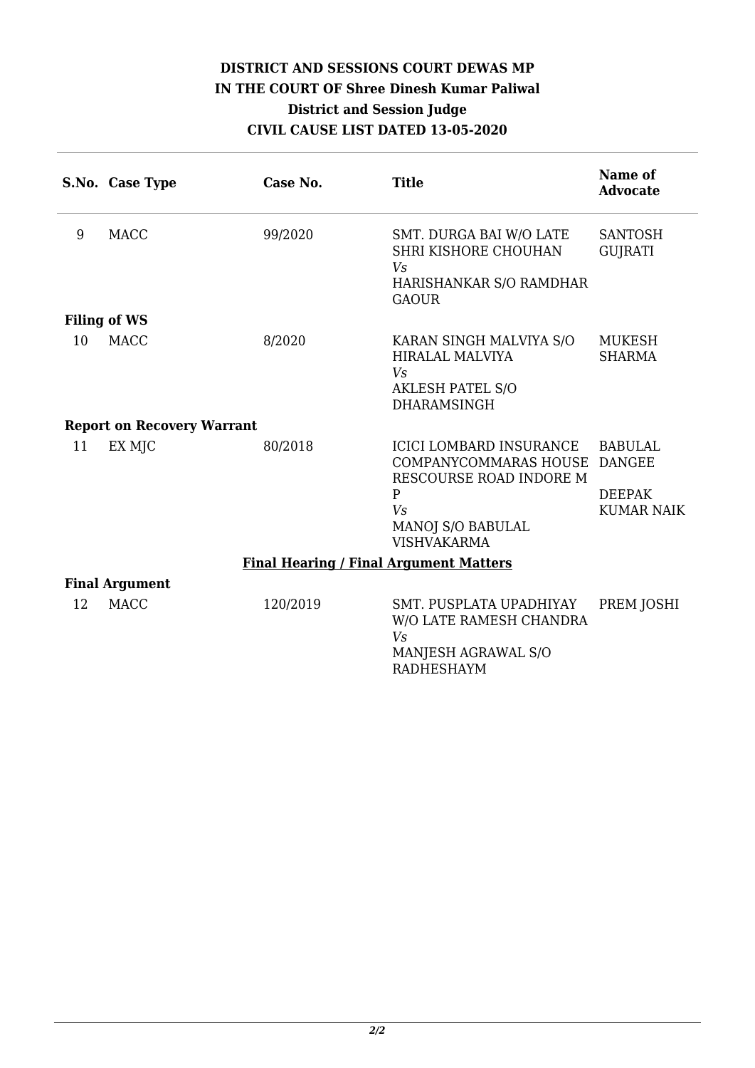**DISTRICT AND SESSIONS COURT DEWAS MP**
**IN THE COURT OF Shree Dinesh Kumar Paliwal**
**District and Session Judge**
**CIVIL CAUSE LIST DATED 13-05-2020**

| S.No. | Case Type | Case No. | Title | Name of Advocate |
|---|---|---|---|---|
| 9 | MACC | 99/2020 | SMT. DURGA BAI W/O LATE SHRI KISHORE CHOUHAN *Vs* HARISHANKAR S/O RAMDHAR GAOUR | SANTOSH GUJRATI |
| **Filing of WS** | | | | |
| 10 | MACC | 8/2020 | KARAN SINGH MALVIYA S/O HIRALAL MALVIYA *Vs* AKLESH PATEL S/O DHARAMSINGH | MUKESH SHARMA |
| **Report on Recovery Warrant** | | | | |
| 11 | EX MJC | 80/2018 | ICICI LOMBARD INSURANCE COMPANYCOMMARAS HOUSE RESCOURSE ROAD INDORE M P *Vs* MANOJ S/O BABULAL VISHVAKARMA | BABULAL DANGEE<br>DEEPAK KUMAR NAIK |
| **Final Hearing / Final Argument Matters** | | | | |
| **Final Argument** | | | | |
| 12 | MACC | 120/2019 | SMT. PUSPLATA UPADHIYAY W/O LATE RAMESH CHANDRA *Vs* MANJESH AGRAWAL S/O RADHESHAYM | PREM JOSHI |